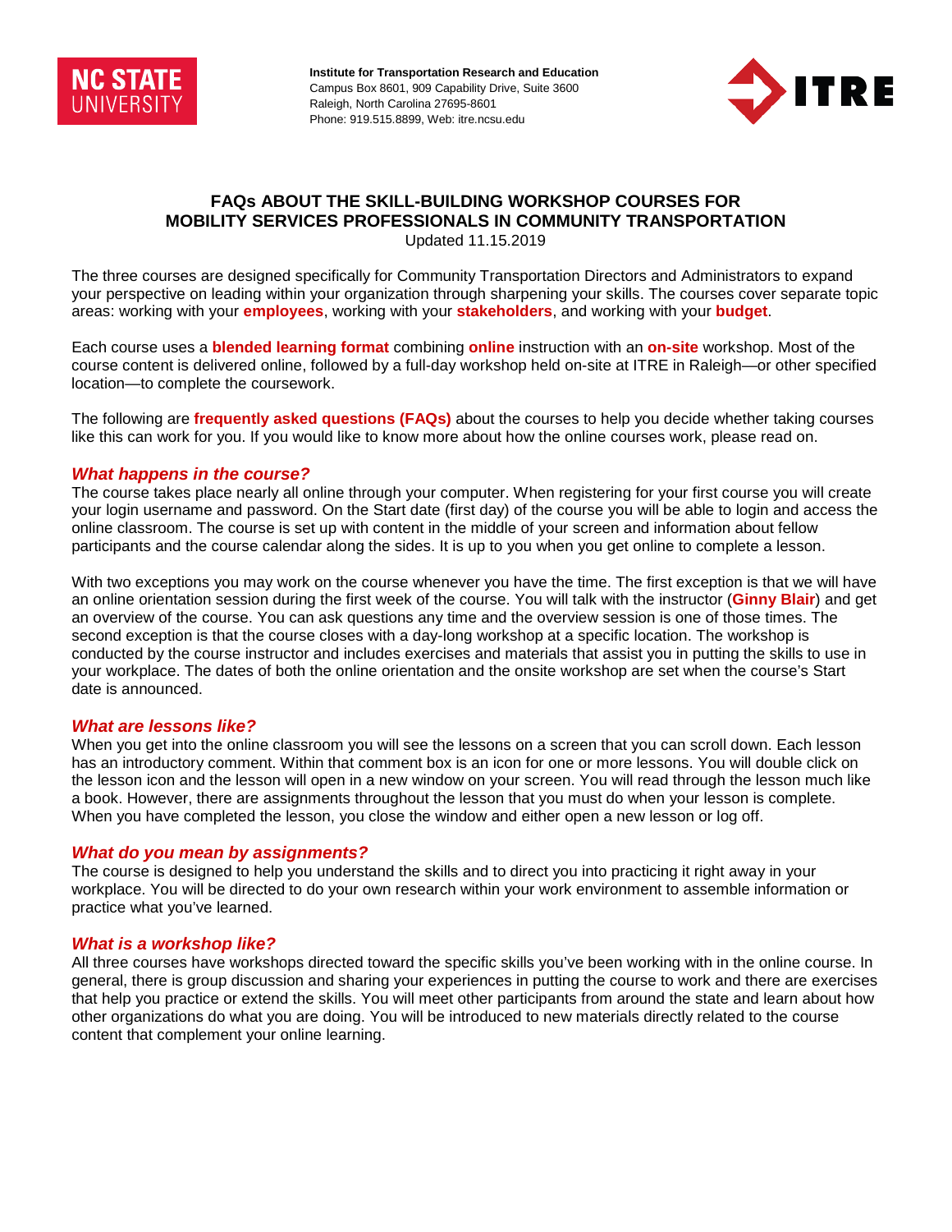**Institute for Transportation Research and Education**
Campus Box 8601, 909 Capability Drive, Suite 3600
Raleigh, North Carolina 27695-8601
Phone: 919.515.8899, Web: itre.ncsu.edu

# FAQs ABOUT THE SKILL-BUILDING WORKSHOP COURSES FOR MOBILITY SERVICES PROFESSIONALS IN COMMUNITY TRANSPORTATION

Updated 11.15.2019

The three courses are designed specifically for Community Transportation Directors and Administrators to expand your perspective on leading within your organization through sharpening your skills. The courses cover separate topic areas: working with your **employees**, working with your **stakeholders**, and working with your **budget**.

Each course uses a **blended learning format** combining **online** instruction with an **on-site** workshop. Most of the course content is delivered online, followed by a full-day workshop held on-site at ITRE in Raleigh—or other specified location—to complete the coursework.

The following are **frequently asked questions (FAQs)** about the courses to help you decide whether taking courses like this can work for you. If you would like to know more about how the online courses work, please read on.

### *What happens in the course?*

The course takes place nearly all online through your computer. When registering for your first course you will create your login username and password. On the Start date (first day) of the course you will be able to login and access the online classroom. The course is set up with content in the middle of your screen and information about fellow participants and the course calendar along the sides. It is up to you when you get online to complete a lesson.

With two exceptions you may work on the course whenever you have the time. The first exception is that we will have an online orientation session during the first week of the course. You will talk with the instructor (**Ginny Blair**) and get an overview of the course. You can ask questions any time and the overview session is one of those times. The second exception is that the course closes with a day-long workshop at a specific location. The workshop is conducted by the course instructor and includes exercises and materials that assist you in putting the skills to use in your workplace. The dates of both the online orientation and the onsite workshop are set when the course's Start date is announced.

### *What are lessons like?*

When you get into the online classroom you will see the lessons on a screen that you can scroll down. Each lesson has an introductory comment. Within that comment box is an icon for one or more lessons. You will double click on the lesson icon and the lesson will open in a new window on your screen. You will read through the lesson much like a book. However, there are assignments throughout the lesson that you must do when your lesson is complete. When you have completed the lesson, you close the window and either open a new lesson or log off.

### *What do you mean by assignments?*

The course is designed to help you understand the skills and to direct you into practicing it right away in your workplace. You will be directed to do your own research within your work environment to assemble information or practice what you've learned.

### *What is a workshop like?*

All three courses have workshops directed toward the specific skills you've been working with in the online course. In general, there is group discussion and sharing your experiences in putting the course to work and there are exercises that help you practice or extend the skills. You will meet other participants from around the state and learn about how other organizations do what you are doing. You will be introduced to new materials directly related to the course content that complement your online learning.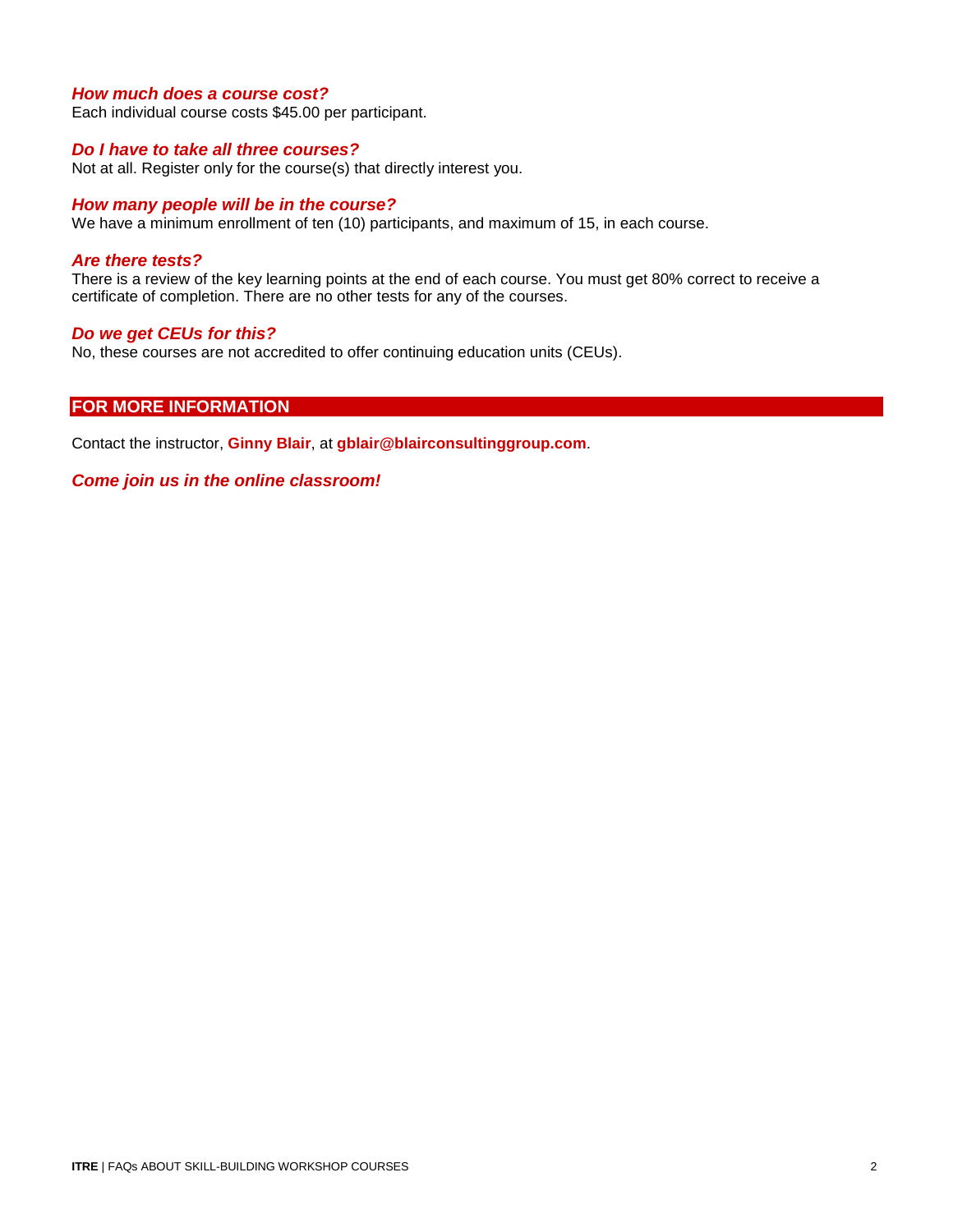### *How much does a course cost?*
Each individual course costs $45.00 per participant.

### *Do I have to take all three courses?*
Not at all. Register only for the course(s) that directly interest you.

### *How many people will be in the course?*
We have a minimum enrollment of ten (10) participants, and maximum of 15, in each course.

### *Are there tests?*
There is a review of the key learning points at the end of each course. You must get 80% correct to receive a certificate of completion. There are no other tests for any of the courses.

### *Do we get CEUs for this?*
No, these courses are not accredited to offer continuing education units (CEUs).

## FOR MORE INFORMATION

Contact the instructor, **Ginny Blair**, at **gblair@blairconsultinggroup.com**.

***Come join us in the online classroom!***